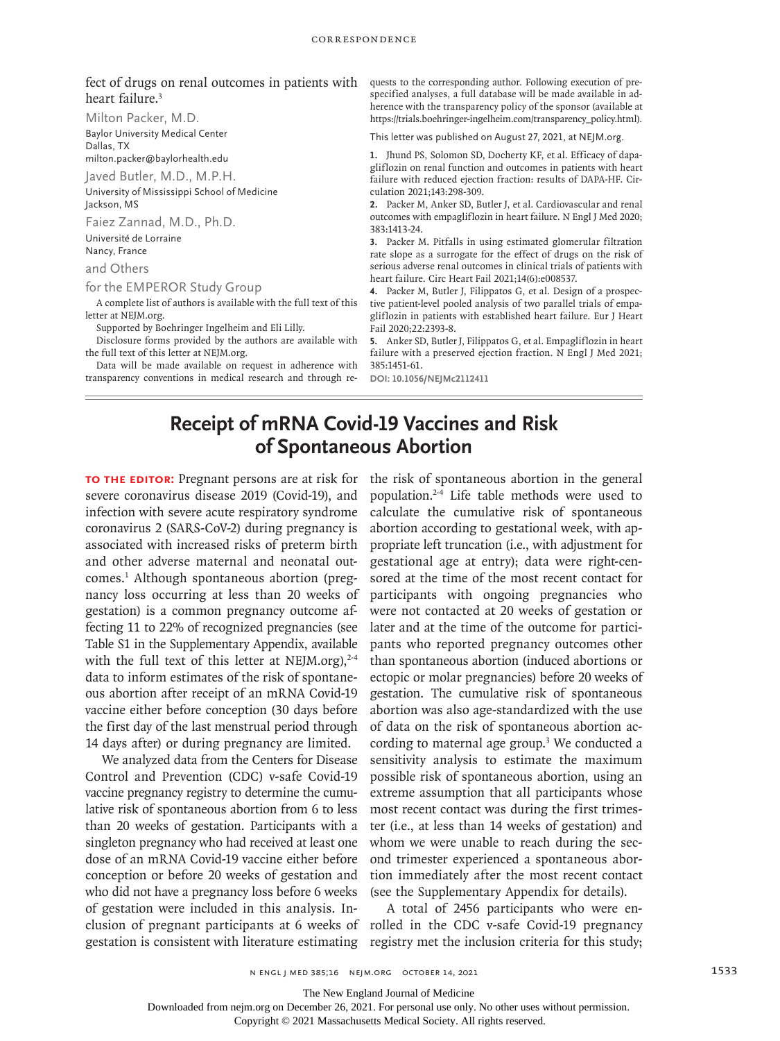fect of drugs on renal outcomes in patients with heart failure.[3]

Milton Packer, M.D.
Baylor University Medical Center
Dallas, TX
milton.packer@baylorhealth.edu

Javed Butler, M.D., M.P.H.
University of Mississippi School of Medicine
Jackson, MS

Faiez Zannad, M.D., Ph.D.
Université de Lorraine
Nancy, France

and Others

for the EMPEROR Study Group

A complete list of authors is available with the full text of this letter at NEJM.org.

Supported by Boehringer Ingelheim and Eli Lilly.

Disclosure forms provided by the authors are available with the full text of this letter at NEJM.org.

Data will be made available on request in adherence with transparency conventions in medical research and through requests to the corresponding author. Following execution of prespecified analyses, a full database will be made available in adherence with the transparency policy of the sponsor (available at https://trials.boehringer-ingelheim.com/transparency_policy.html).

This letter was published on August 27, 2021, at NEJM.org.

1. Jhund PS, Solomon SD, Docherty KF, et al. Efficacy of dapagliflozin on renal function and outcomes in patients with heart failure with reduced ejection fraction: results of DAPA-HF. Circulation 2021;143:298-309.
2. Packer M, Anker SD, Butler J, et al. Cardiovascular and renal outcomes with empagliflozin in heart failure. N Engl J Med 2020;383:1413-24.
3. Packer M. Pitfalls in using estimated glomerular filtration rate slope as a surrogate for the effect of drugs on the risk of serious adverse renal outcomes in clinical trials of patients with heart failure. Circ Heart Fail 2021;14(6):e008537.
4. Packer M, Butler J, Filippatos G, et al. Design of a prospective patient-level pooled analysis of two parallel trials of empagliflozin in patients with established heart failure. Eur J Heart Fail 2020;22:2393-8.
5. Anker SD, Butler J, Filippatos G, et al. Empagliflozin in heart failure with a preserved ejection fraction. N Engl J Med 2021;385:1451-61.

DOI: 10.1056/NEJMc2112411

# Receipt of mRNA Covid-19 Vaccines and Risk of Spontaneous Abortion

**TO THE EDITOR:** Pregnant persons are at risk for severe coronavirus disease 2019 (Covid-19), and infection with severe acute respiratory syndrome coronavirus 2 (SARS-CoV-2) during pregnancy is associated with increased risks of preterm birth and other adverse maternal and neonatal outcomes.[1] Although spontaneous abortion (pregnancy loss occurring at less than 20 weeks of gestation) is a common pregnancy outcome affecting 11 to 22% of recognized pregnancies (see Table S1 in the Supplementary Appendix, available with the full text of this letter at NEJM.org),[2-4] data to inform estimates of the risk of spontaneous abortion after receipt of an mRNA Covid-19 vaccine either before conception (30 days before the first day of the last menstrual period through 14 days after) or during pregnancy are limited.

We analyzed data from the Centers for Disease Control and Prevention (CDC) v-safe Covid-19 vaccine pregnancy registry to determine the cumulative risk of spontaneous abortion from 6 to less than 20 weeks of gestation. Participants with a singleton pregnancy who had received at least one dose of an mRNA Covid-19 vaccine either before conception or before 20 weeks of gestation and who did not have a pregnancy loss before 6 weeks of gestation were included in this analysis. Inclusion of pregnant participants at 6 weeks of gestation is consistent with literature estimating the risk of spontaneous abortion in the general population.[2-4] Life table methods were used to calculate the cumulative risk of spontaneous abortion according to gestational week, with appropriate left truncation (i.e., with adjustment for gestational age at entry); data were right-censored at the time of the most recent contact for participants with ongoing pregnancies who were not contacted at 20 weeks of gestation or later and at the time of the outcome for participants who reported pregnancy outcomes other than spontaneous abortion (induced abortions or ectopic or molar pregnancies) before 20 weeks of gestation. The cumulative risk of spontaneous abortion was also age-standardized with the use of data on the risk of spontaneous abortion according to maternal age group.[3] We conducted a sensitivity analysis to estimate the maximum possible risk of spontaneous abortion, using an extreme assumption that all participants whose most recent contact was during the first trimester (i.e., at less than 14 weeks of gestation) and whom we were unable to reach during the second trimester experienced a spontaneous abortion immediately after the most recent contact (see the Supplementary Appendix for details).

A total of 2456 participants who were enrolled in the CDC v-safe Covid-19 pregnancy registry met the inclusion criteria for this study;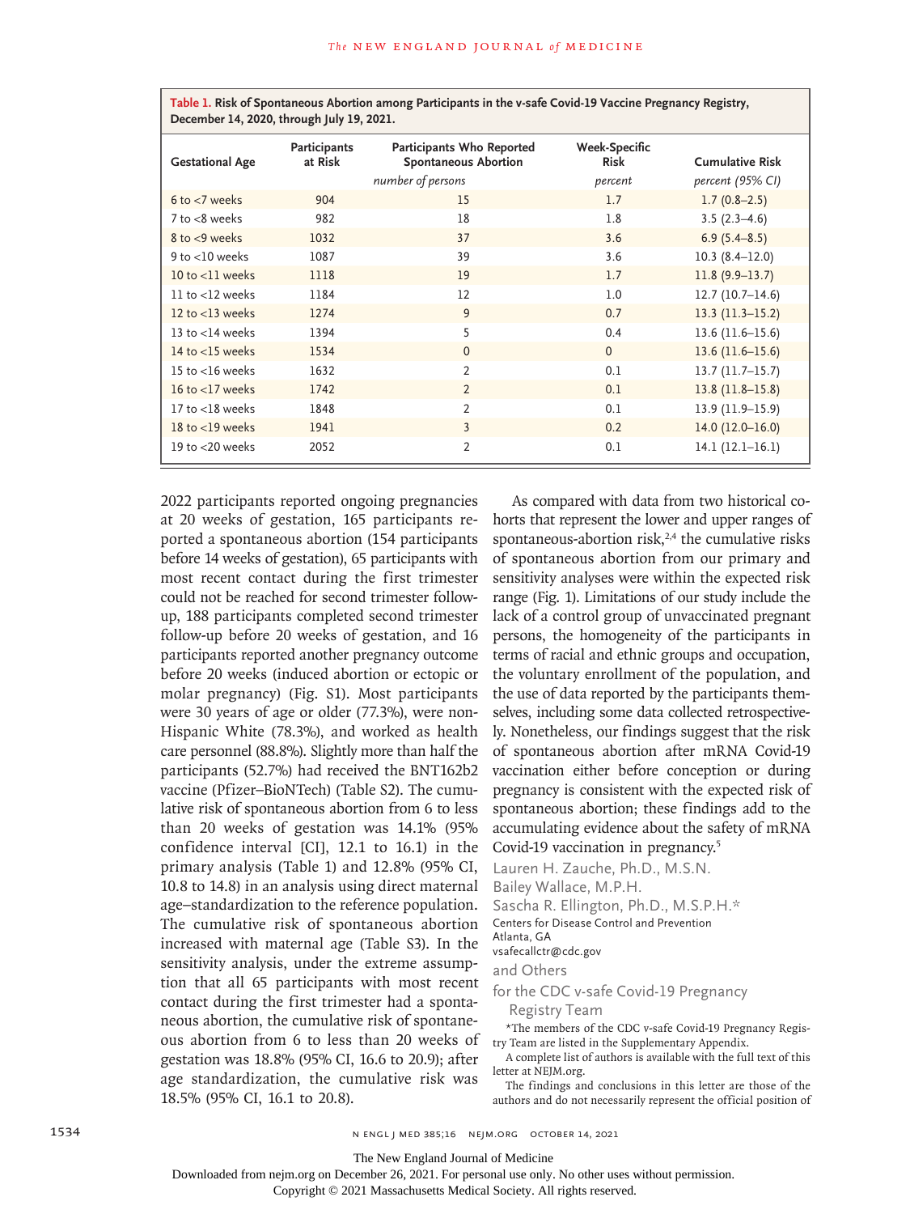**Table 1. Risk of Spontaneous Abortion among Participants in the v-safe Covid-19 Vaccine Pregnancy Registry, December 14, 2020, through July 19, 2021.**

| Gestational Age | Participants at Risk | Participants Who Reported Spontaneous Abortion | Week-Specific Risk | Cumulative Risk |
|---|---|---|---|---|
| | *number of persons* | | *percent* | *percent (95% CI)* |
| 6 to <7 weeks | 904 | 15 | 1.7 | 1.7 (0.8–2.5) |
| 7 to <8 weeks | 982 | 18 | 1.8 | 3.5 (2.3–4.6) |
| 8 to <9 weeks | 1032 | 37 | 3.6 | 6.9 (5.4–8.5) |
| 9 to <10 weeks | 1087 | 39 | 3.6 | 10.3 (8.4–12.0) |
| 10 to <11 weeks | 1118 | 19 | 1.7 | 11.8 (9.9–13.7) |
| 11 to <12 weeks | 1184 | 12 | 1.0 | 12.7 (10.7–14.6) |
| 12 to <13 weeks | 1274 | 9 | 0.7 | 13.3 (11.3–15.2) |
| 13 to <14 weeks | 1394 | 5 | 0.4 | 13.6 (11.6–15.6) |
| 14 to <15 weeks | 1534 | 0 | 0 | 13.6 (11.6–15.6) |
| 15 to <16 weeks | 1632 | 2 | 0.1 | 13.7 (11.7–15.7) |
| 16 to <17 weeks | 1742 | 2 | 0.1 | 13.8 (11.8–15.8) |
| 17 to <18 weeks | 1848 | 2 | 0.1 | 13.9 (11.9–15.9) |
| 18 to <19 weeks | 1941 | 3 | 0.2 | 14.0 (12.0–16.0) |
| 19 to <20 weeks | 2052 | 2 | 0.1 | 14.1 (12.1–16.1) |

2022 participants reported ongoing pregnancies at 20 weeks of gestation, 165 participants reported a spontaneous abortion (154 participants before 14 weeks of gestation), 65 participants with most recent contact during the first trimester could not be reached for second trimester follow-up, 188 participants completed second trimester follow-up before 20 weeks of gestation, and 16 participants reported another pregnancy outcome before 20 weeks (induced abortion or ectopic or molar pregnancy) (Fig. S1). Most participants were 30 years of age or older (77.3%), were non-Hispanic White (78.3%), and worked as health care personnel (88.8%). Slightly more than half the participants (52.7%) had received the BNT162b2 vaccine (Pfizer–BioNTech) (Table S2). The cumulative risk of spontaneous abortion from 6 to less than 20 weeks of gestation was 14.1% (95% confidence interval [CI], 12.1 to 16.1) in the primary analysis (Table 1) and 12.8% (95% CI, 10.8 to 14.8) in an analysis using direct maternal age–standardization to the reference population. The cumulative risk of spontaneous abortion increased with maternal age (Table S3). In the sensitivity analysis, under the extreme assumption that all 65 participants with most recent contact during the first trimester had a spontaneous abortion, the cumulative risk of spontaneous abortion from 6 to less than 20 weeks of gestation was 18.8% (95% CI, 16.6 to 20.9); after age standardization, the cumulative risk was 18.5% (95% CI, 16.1 to 20.8).

As compared with data from two historical cohorts that represent the lower and upper ranges of spontaneous-abortion risk,[2,4] the cumulative risks of spontaneous abortion from our primary and sensitivity analyses were within the expected risk range (Fig. 1). Limitations of our study include the lack of a control group of unvaccinated pregnant persons, the homogeneity of the participants in terms of racial and ethnic groups and occupation, the voluntary enrollment of the population, and the use of data reported by the participants themselves, including some data collected retrospectively. Nonetheless, our findings suggest that the risk of spontaneous abortion after mRNA Covid-19 vaccination either before conception or during pregnancy is consistent with the expected risk of spontaneous abortion; these findings add to the accumulating evidence about the safety of mRNA Covid-19 vaccination in pregnancy.[5]

Lauren H. Zauche, Ph.D., M.S.N.
Bailey Wallace, M.P.H.
Sascha R. Ellington, Ph.D., M.S.P.H.*
Centers for Disease Control and Prevention
Atlanta, GA
vsafecallctr@cdc.gov

and Others

for the CDC v-safe Covid-19 Pregnancy Registry Team

*The members of the CDC v-safe Covid-19 Pregnancy Registry Team are listed in the Supplementary Appendix.

A complete list of authors is available with the full text of this letter at NEJM.org.

The findings and conclusions in this letter are those of the authors and do not necessarily represent the official position of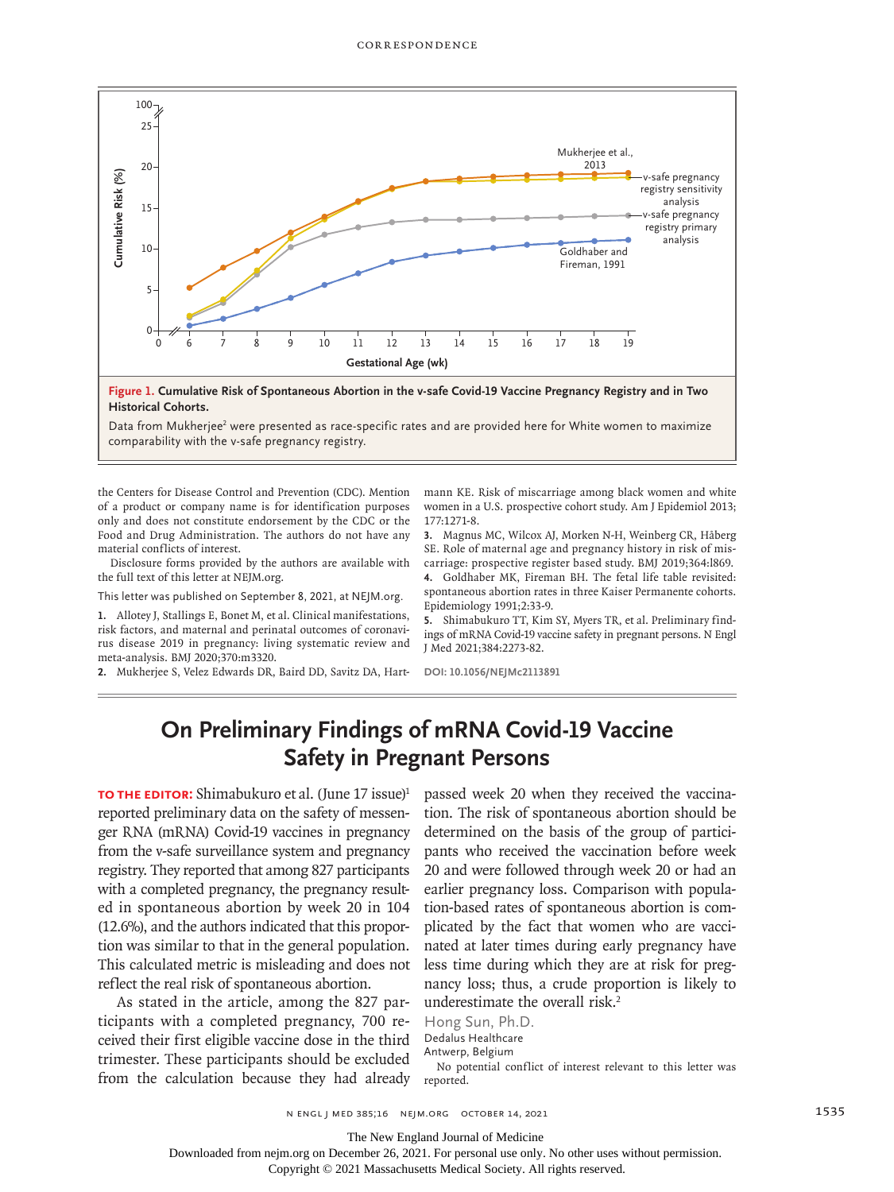100
25
20
15
10
5
0
Cumulative Risk (%)
0 6 7 8 9 10 11 12 13 14 15 16 17 18 19
Gestational Age (wk)
Mukherjee et al., 2013
v-safe pregnancy registry sensitivity analysis
v-safe pregnancy registry primary analysis
Goldhaber and Fireman, 1991

**Figure 1. Cumulative Risk of Spontaneous Abortion in the v-safe Covid-19 Vaccine Pregnancy Registry and in Two Historical Cohorts.**

Data from Mukherjee[2] were presented as race-specific rates and are provided here for White women to maximize comparability with the v-safe pregnancy registry.

the Centers for Disease Control and Prevention (CDC). Mention of a product or company name is for identification purposes only and does not constitute endorsement by the CDC or the Food and Drug Administration. The authors do not have any material conflicts of interest.

Disclosure forms provided by the authors are available with the full text of this letter at NEJM.org.

This letter was published on September 8, 2021, at NEJM.org.

1. Allotey J, Stallings E, Bonet M, et al. Clinical manifestations, risk factors, and maternal and perinatal outcomes of coronavirus disease 2019 in pregnancy: living systematic review and meta-analysis. BMJ 2020;370:m3320.
2. Mukherjee S, Velez Edwards DR, Baird DD, Savitz DA, Hartmann KE. Risk of miscarriage among black women and white women in a U.S. prospective cohort study. Am J Epidemiol 2013;177:1271-8.
3. Magnus MC, Wilcox AJ, Morken N-H, Weinberg CR, Håberg SE. Role of maternal age and pregnancy history in risk of miscarriage: prospective register based study. BMJ 2019;364:l869.
4. Goldhaber MK, Fireman BH. The fetal life table revisited: spontaneous abortion rates in three Kaiser Permanente cohorts. Epidemiology 1991;2:33-9.
5. Shimabukuro TT, Kim SY, Myers TR, et al. Preliminary findings of mRNA Covid-19 vaccine safety in pregnant persons. N Engl J Med 2021;384:2273-82.

DOI: 10.1056/NEJMc2113891

# On Preliminary Findings of mRNA Covid-19 Vaccine Safety in Pregnant Persons

**TO THE EDITOR:** Shimabukuro et al. (June 17 issue)[1] reported preliminary data on the safety of messenger RNA (mRNA) Covid-19 vaccines in pregnancy from the v-safe surveillance system and pregnancy registry. They reported that among 827 participants with a completed pregnancy, the pregnancy resulted in spontaneous abortion by week 20 in 104 (12.6%), and the authors indicated that this proportion was similar to that in the general population. This calculated metric is misleading and does not reflect the real risk of spontaneous abortion.

As stated in the article, among the 827 participants with a completed pregnancy, 700 received their first eligible vaccine dose in the third trimester. These participants should be excluded from the calculation because they had already passed week 20 when they received the vaccination. The risk of spontaneous abortion should be determined on the basis of the group of participants who received the vaccination before week 20 and were followed through week 20 or had an earlier pregnancy loss. Comparison with population-based rates of spontaneous abortion is complicated by the fact that women who are vaccinated at later times during early pregnancy have less time during which they are at risk for pregnancy loss; thus, a crude proportion is likely to underestimate the overall risk.[2]

Hong Sun, Ph.D.
Dedalus Healthcare
Antwerp, Belgium

No potential conflict of interest relevant to this letter was reported.